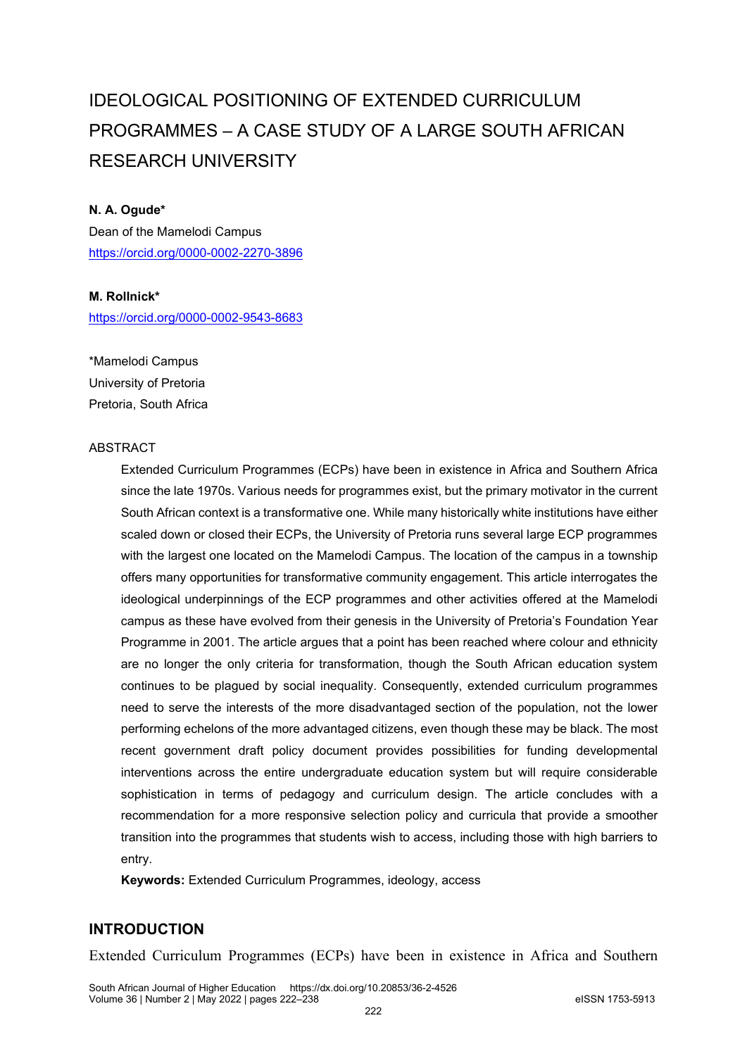# IDEOLOGICAL POSITIONING OF EXTENDED CURRICULUM PROGRAMMES – A CASE STUDY OF A LARGE SOUTH AFRICAN RESEARCH UNIVERSITY

**N. A. Ogude***

Dean of the Mamelodi Campus

https://orcid.org/0000-0002-2270-3896

**M. Rollnick***

https://orcid.org/0000-0002-9543-8683

*Mamelodi Campus

University of Pretoria

Pretoria, South Africa

ABSTRACT

Extended Curriculum Programmes (ECPs) have been in existence in Africa and Southern Africa since the late 1970s. Various needs for programmes exist, but the primary motivator in the current South African context is a transformative one. While many historically white institutions have either scaled down or closed their ECPs, the University of Pretoria runs several large ECP programmes with the largest one located on the Mamelodi Campus. The location of the campus in a township offers many opportunities for transformative community engagement. This article interrogates the ideological underpinnings of the ECP programmes and other activities offered at the Mamelodi campus as these have evolved from their genesis in the University of Pretoria's Foundation Year Programme in 2001. The article argues that a point has been reached where colour and ethnicity are no longer the only criteria for transformation, though the South African education system continues to be plagued by social inequality. Consequently, extended curriculum programmes need to serve the interests of the more disadvantaged section of the population, not the lower performing echelons of the more advantaged citizens, even though these may be black. The most recent government draft policy document provides possibilities for funding developmental interventions across the entire undergraduate education system but will require considerable sophistication in terms of pedagogy and curriculum design. The article concludes with a recommendation for a more responsive selection policy and curricula that provide a smoother transition into the programmes that students wish to access, including those with high barriers to entry.

**Keywords:** Extended Curriculum Programmes, ideology, access

## INTRODUCTION

Extended Curriculum Programmes (ECPs) have been in existence in Africa and Southern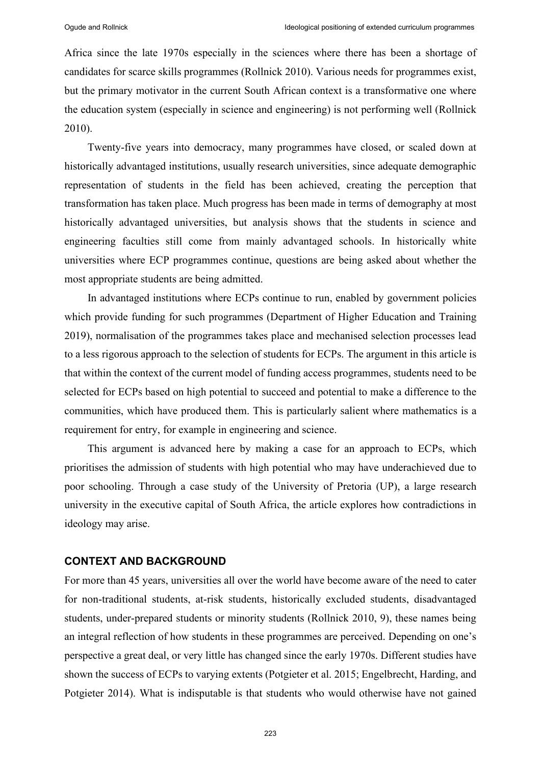Africa since the late 1970s especially in the sciences where there has been a shortage of candidates for scarce skills programmes (Rollnick 2010). Various needs for programmes exist, but the primary motivator in the current South African context is a transformative one where the education system (especially in science and engineering) is not performing well (Rollnick 2010).

Twenty-five years into democracy, many programmes have closed, or scaled down at historically advantaged institutions, usually research universities, since adequate demographic representation of students in the field has been achieved, creating the perception that transformation has taken place. Much progress has been made in terms of demography at most historically advantaged universities, but analysis shows that the students in science and engineering faculties still come from mainly advantaged schools. In historically white universities where ECP programmes continue, questions are being asked about whether the most appropriate students are being admitted.

In advantaged institutions where ECPs continue to run, enabled by government policies which provide funding for such programmes (Department of Higher Education and Training 2019), normalisation of the programmes takes place and mechanised selection processes lead to a less rigorous approach to the selection of students for ECPs. The argument in this article is that within the context of the current model of funding access programmes, students need to be selected for ECPs based on high potential to succeed and potential to make a difference to the communities, which have produced them. This is particularly salient where mathematics is a requirement for entry, for example in engineering and science.

This argument is advanced here by making a case for an approach to ECPs, which prioritises the admission of students with high potential who may have underachieved due to poor schooling. Through a case study of the University of Pretoria (UP), a large research university in the executive capital of South Africa, the article explores how contradictions in ideology may arise.

## CONTEXT AND BACKGROUND

For more than 45 years, universities all over the world have become aware of the need to cater for non-traditional students, at-risk students, historically excluded students, disadvantaged students, under-prepared students or minority students (Rollnick 2010, 9), these names being an integral reflection of how students in these programmes are perceived. Depending on one's perspective a great deal, or very little has changed since the early 1970s. Different studies have shown the success of ECPs to varying extents (Potgieter et al. 2015; Engelbrecht, Harding, and Potgieter 2014). What is indisputable is that students who would otherwise have not gained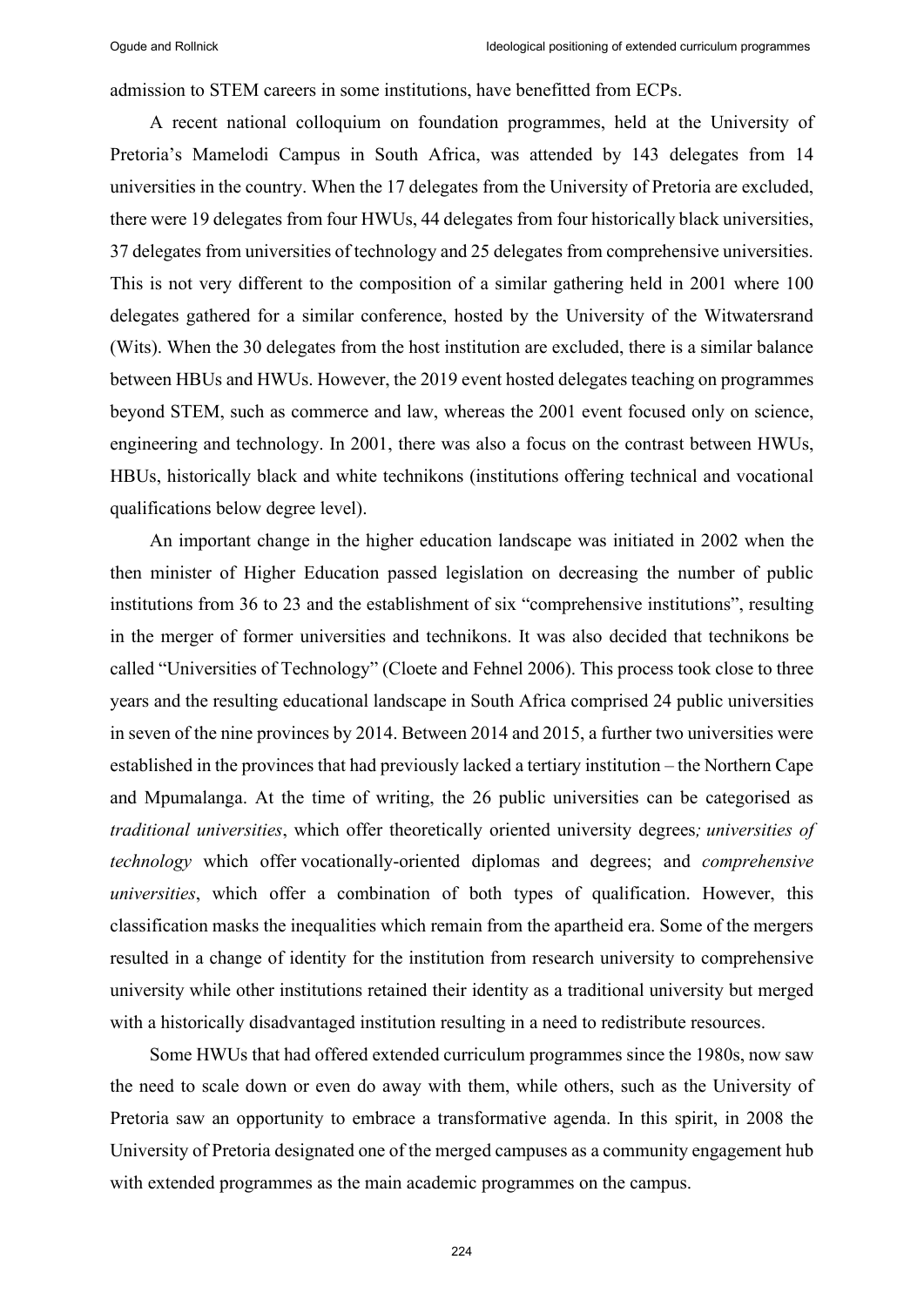admission to STEM careers in some institutions, have benefitted from ECPs.

A recent national colloquium on foundation programmes, held at the University of Pretoria's Mamelodi Campus in South Africa, was attended by 143 delegates from 14 universities in the country. When the 17 delegates from the University of Pretoria are excluded, there were 19 delegates from four HWUs, 44 delegates from four historically black universities, 37 delegates from universities of technology and 25 delegates from comprehensive universities. This is not very different to the composition of a similar gathering held in 2001 where 100 delegates gathered for a similar conference, hosted by the University of the Witwatersrand (Wits). When the 30 delegates from the host institution are excluded, there is a similar balance between HBUs and HWUs. However, the 2019 event hosted delegates teaching on programmes beyond STEM, such as commerce and law, whereas the 2001 event focused only on science, engineering and technology. In 2001, there was also a focus on the contrast between HWUs, HBUs, historically black and white technikons (institutions offering technical and vocational qualifications below degree level).

An important change in the higher education landscape was initiated in 2002 when the then minister of Higher Education passed legislation on decreasing the number of public institutions from 36 to 23 and the establishment of six "comprehensive institutions", resulting in the merger of former universities and technikons. It was also decided that technikons be called "Universities of Technology" (Cloete and Fehnel 2006). This process took close to three years and the resulting educational landscape in South Africa comprised 24 public universities in seven of the nine provinces by 2014. Between 2014 and 2015, a further two universities were established in the provinces that had previously lacked a tertiary institution – the Northern Cape and Mpumalanga. At the time of writing, the 26 public universities can be categorised as *traditional universities*, which offer theoretically oriented university degrees*; universities of technology* which offer vocationally-oriented diplomas and degrees; and *comprehensive universities*, which offer a combination of both types of qualification. However, this classification masks the inequalities which remain from the apartheid era. Some of the mergers resulted in a change of identity for the institution from research university to comprehensive university while other institutions retained their identity as a traditional university but merged with a historically disadvantaged institution resulting in a need to redistribute resources.

Some HWUs that had offered extended curriculum programmes since the 1980s, now saw the need to scale down or even do away with them, while others, such as the University of Pretoria saw an opportunity to embrace a transformative agenda. In this spirit, in 2008 the University of Pretoria designated one of the merged campuses as a community engagement hub with extended programmes as the main academic programmes on the campus.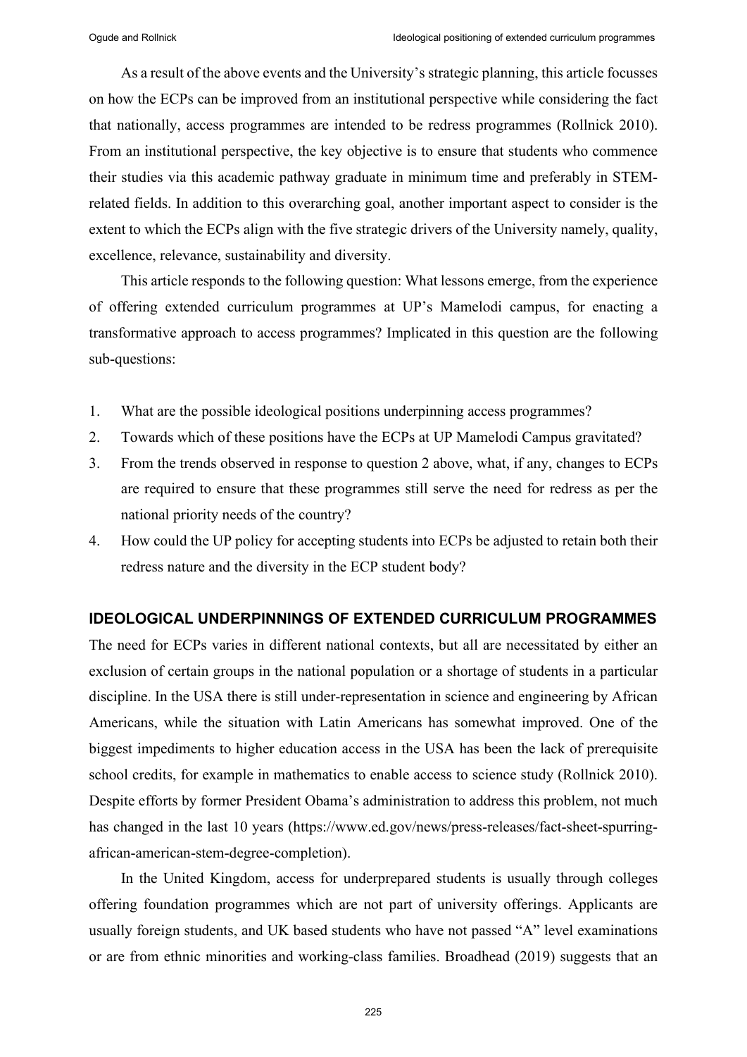As a result of the above events and the University's strategic planning, this article focusses on how the ECPs can be improved from an institutional perspective while considering the fact that nationally, access programmes are intended to be redress programmes (Rollnick 2010). From an institutional perspective, the key objective is to ensure that students who commence their studies via this academic pathway graduate in minimum time and preferably in STEM-related fields. In addition to this overarching goal, another important aspect to consider is the extent to which the ECPs align with the five strategic drivers of the University namely, quality, excellence, relevance, sustainability and diversity.

This article responds to the following question: What lessons emerge, from the experience of offering extended curriculum programmes at UP's Mamelodi campus, for enacting a transformative approach to access programmes? Implicated in this question are the following sub-questions:

1. What are the possible ideological positions underpinning access programmes?
2. Towards which of these positions have the ECPs at UP Mamelodi Campus gravitated?
3. From the trends observed in response to question 2 above, what, if any, changes to ECPs are required to ensure that these programmes still serve the need for redress as per the national priority needs of the country?
4. How could the UP policy for accepting students into ECPs be adjusted to retain both their redress nature and the diversity in the ECP student body?

## IDEOLOGICAL UNDERPINNINGS OF EXTENDED CURRICULUM PROGRAMMES

The need for ECPs varies in different national contexts, but all are necessitated by either an exclusion of certain groups in the national population or a shortage of students in a particular discipline. In the USA there is still under-representation in science and engineering by African Americans, while the situation with Latin Americans has somewhat improved. One of the biggest impediments to higher education access in the USA has been the lack of prerequisite school credits, for example in mathematics to enable access to science study (Rollnick 2010). Despite efforts by former President Obama's administration to address this problem, not much has changed in the last 10 years (https://www.ed.gov/news/press-releases/fact-sheet-spurring-african-american-stem-degree-completion).

In the United Kingdom, access for underprepared students is usually through colleges offering foundation programmes which are not part of university offerings. Applicants are usually foreign students, and UK based students who have not passed "A" level examinations or are from ethnic minorities and working-class families. Broadhead (2019) suggests that an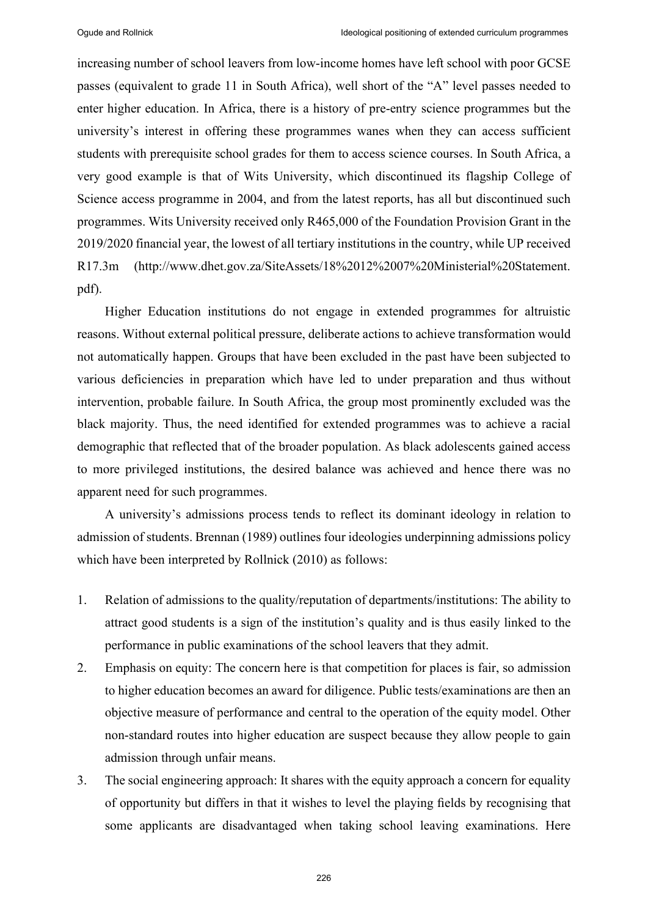increasing number of school leavers from low-income homes have left school with poor GCSE passes (equivalent to grade 11 in South Africa), well short of the "A" level passes needed to enter higher education. In Africa, there is a history of pre-entry science programmes but the university's interest in offering these programmes wanes when they can access sufficient students with prerequisite school grades for them to access science courses. In South Africa, a very good example is that of Wits University, which discontinued its flagship College of Science access programme in 2004, and from the latest reports, has all but discontinued such programmes. Wits University received only R465,000 of the Foundation Provision Grant in the 2019/2020 financial year, the lowest of all tertiary institutions in the country, while UP received R17.3m (http://www.dhet.gov.za/SiteAssets/18%2012%2007%20Ministerial%20Statement.pdf).

Higher Education institutions do not engage in extended programmes for altruistic reasons. Without external political pressure, deliberate actions to achieve transformation would not automatically happen. Groups that have been excluded in the past have been subjected to various deficiencies in preparation which have led to under preparation and thus without intervention, probable failure. In South Africa, the group most prominently excluded was the black majority. Thus, the need identified for extended programmes was to achieve a racial demographic that reflected that of the broader population. As black adolescents gained access to more privileged institutions, the desired balance was achieved and hence there was no apparent need for such programmes.

A university's admissions process tends to reflect its dominant ideology in relation to admission of students. Brennan (1989) outlines four ideologies underpinning admissions policy which have been interpreted by Rollnick (2010) as follows:

1. Relation of admissions to the quality/reputation of departments/institutions: The ability to attract good students is a sign of the institution's quality and is thus easily linked to the performance in public examinations of the school leavers that they admit.
2. Emphasis on equity: The concern here is that competition for places is fair, so admission to higher education becomes an award for diligence. Public tests/examinations are then an objective measure of performance and central to the operation of the equity model. Other non-standard routes into higher education are suspect because they allow people to gain admission through unfair means.
3. The social engineering approach: It shares with the equity approach a concern for equality of opportunity but differs in that it wishes to level the playing fields by recognising that some applicants are disadvantaged when taking school leaving examinations. Here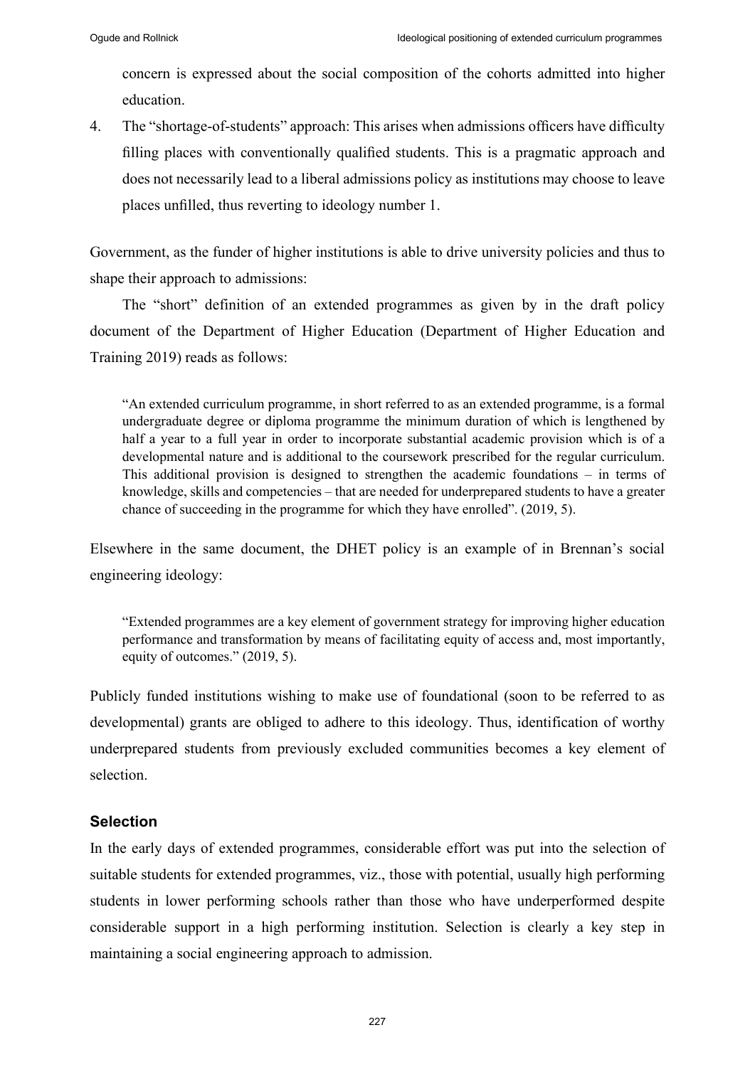concern is expressed about the social composition of the cohorts admitted into higher education.

4. The "shortage-of-students" approach: This arises when admissions officers have difficulty filling places with conventionally qualified students. This is a pragmatic approach and does not necessarily lead to a liberal admissions policy as institutions may choose to leave places unfilled, thus reverting to ideology number 1.

Government, as the funder of higher institutions is able to drive university policies and thus to shape their approach to admissions:

The "short" definition of an extended programmes as given by in the draft policy document of the Department of Higher Education (Department of Higher Education and Training 2019) reads as follows:

> "An extended curriculum programme, in short referred to as an extended programme, is a formal undergraduate degree or diploma programme the minimum duration of which is lengthened by half a year to a full year in order to incorporate substantial academic provision which is of a developmental nature and is additional to the coursework prescribed for the regular curriculum. This additional provision is designed to strengthen the academic foundations – in terms of knowledge, skills and competencies – that are needed for underprepared students to have a greater chance of succeeding in the programme for which they have enrolled". (2019, 5).

Elsewhere in the same document, the DHET policy is an example of in Brennan's social engineering ideology:

> "Extended programmes are a key element of government strategy for improving higher education performance and transformation by means of facilitating equity of access and, most importantly, equity of outcomes." (2019, 5).

Publicly funded institutions wishing to make use of foundational (soon to be referred to as developmental) grants are obliged to adhere to this ideology. Thus, identification of worthy underprepared students from previously excluded communities becomes a key element of selection.

## Selection

In the early days of extended programmes, considerable effort was put into the selection of suitable students for extended programmes, viz., those with potential, usually high performing students in lower performing schools rather than those who have underperformed despite considerable support in a high performing institution. Selection is clearly a key step in maintaining a social engineering approach to admission.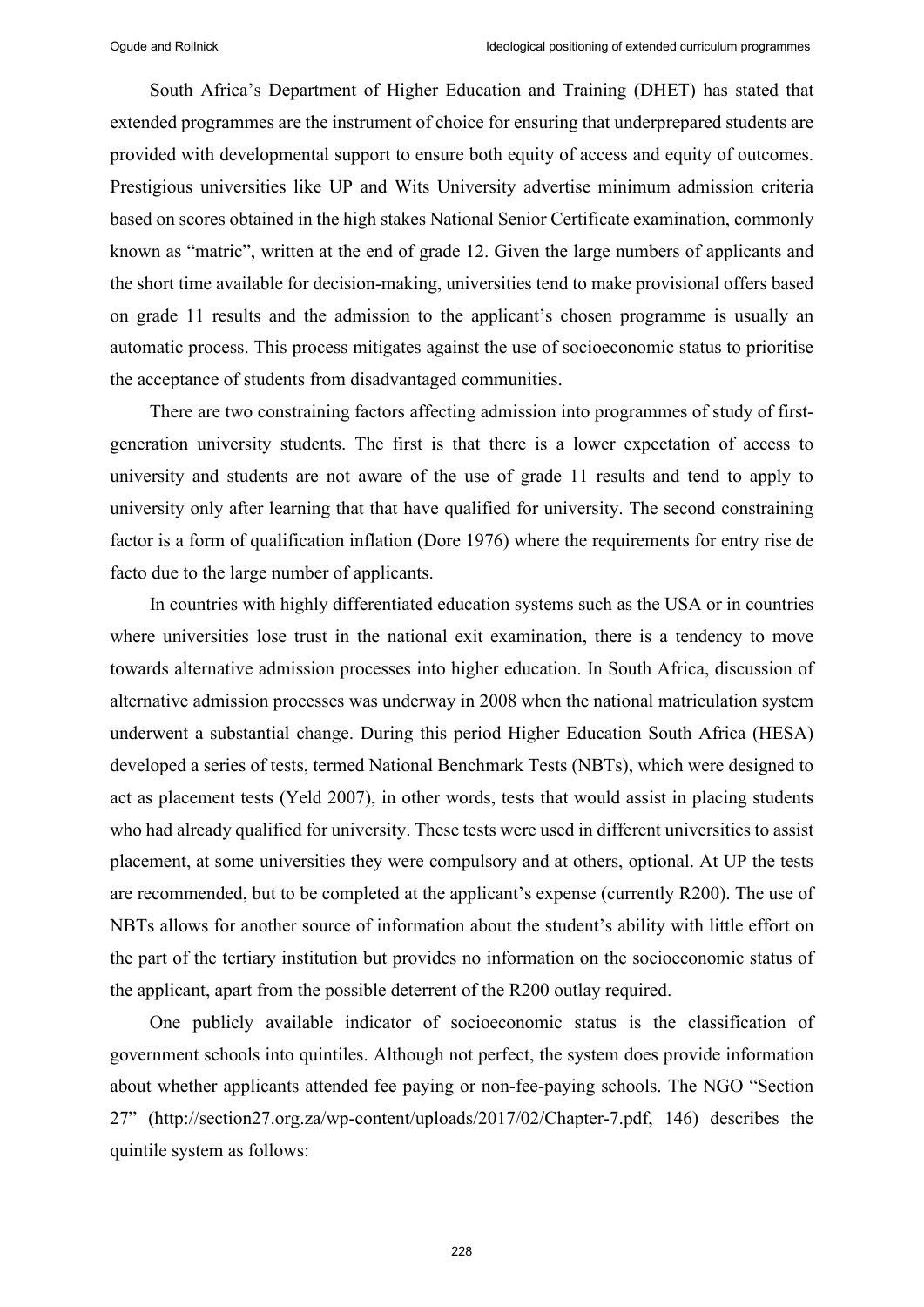South Africa's Department of Higher Education and Training (DHET) has stated that extended programmes are the instrument of choice for ensuring that underprepared students are provided with developmental support to ensure both equity of access and equity of outcomes. Prestigious universities like UP and Wits University advertise minimum admission criteria based on scores obtained in the high stakes National Senior Certificate examination, commonly known as "matric", written at the end of grade 12. Given the large numbers of applicants and the short time available for decision-making, universities tend to make provisional offers based on grade 11 results and the admission to the applicant's chosen programme is usually an automatic process. This process mitigates against the use of socioeconomic status to prioritise the acceptance of students from disadvantaged communities.

There are two constraining factors affecting admission into programmes of study of first-generation university students. The first is that there is a lower expectation of access to university and students are not aware of the use of grade 11 results and tend to apply to university only after learning that that have qualified for university. The second constraining factor is a form of qualification inflation (Dore 1976) where the requirements for entry rise de facto due to the large number of applicants.

In countries with highly differentiated education systems such as the USA or in countries where universities lose trust in the national exit examination, there is a tendency to move towards alternative admission processes into higher education. In South Africa, discussion of alternative admission processes was underway in 2008 when the national matriculation system underwent a substantial change. During this period Higher Education South Africa (HESA) developed a series of tests, termed National Benchmark Tests (NBTs), which were designed to act as placement tests (Yeld 2007), in other words, tests that would assist in placing students who had already qualified for university. These tests were used in different universities to assist placement, at some universities they were compulsory and at others, optional. At UP the tests are recommended, but to be completed at the applicant's expense (currently R200). The use of NBTs allows for another source of information about the student's ability with little effort on the part of the tertiary institution but provides no information on the socioeconomic status of the applicant, apart from the possible deterrent of the R200 outlay required.

One publicly available indicator of socioeconomic status is the classification of government schools into quintiles. Although not perfect, the system does provide information about whether applicants attended fee paying or non-fee-paying schools. The NGO "Section 27" (http://section27.org.za/wp-content/uploads/2017/02/Chapter-7.pdf, 146) describes the quintile system as follows: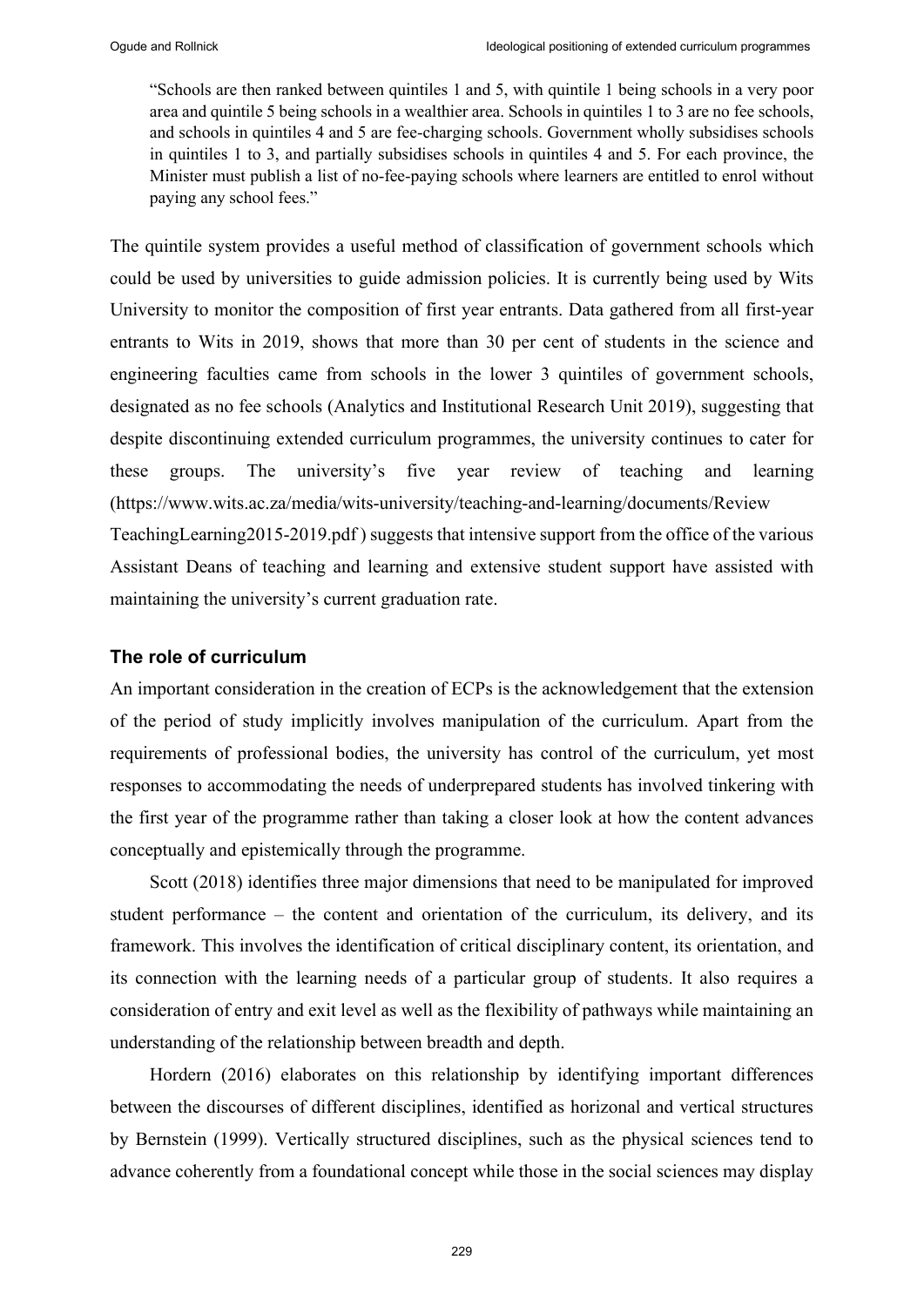> "Schools are then ranked between quintiles 1 and 5, with quintile 1 being schools in a very poor area and quintile 5 being schools in a wealthier area. Schools in quintiles 1 to 3 are no fee schools, and schools in quintiles 4 and 5 are fee-charging schools. Government wholly subsidises schools in quintiles 1 to 3, and partially subsidises schools in quintiles 4 and 5. For each province, the Minister must publish a list of no-fee-paying schools where learners are entitled to enrol without paying any school fees."

The quintile system provides a useful method of classification of government schools which could be used by universities to guide admission policies. It is currently being used by Wits University to monitor the composition of first year entrants. Data gathered from all first-year entrants to Wits in 2019, shows that more than 30 per cent of students in the science and engineering faculties came from schools in the lower 3 quintiles of government schools, designated as no fee schools (Analytics and Institutional Research Unit 2019), suggesting that despite discontinuing extended curriculum programmes, the university continues to cater for these groups. The university's five year review of teaching and learning (https://www.wits.ac.za/media/wits-university/teaching-and-learning/documents/Review TeachingLearning2015-2019.pdf ) suggests that intensive support from the office of the various Assistant Deans of teaching and learning and extensive student support have assisted with maintaining the university's current graduation rate.

### The role of curriculum

An important consideration in the creation of ECPs is the acknowledgement that the extension of the period of study implicitly involves manipulation of the curriculum. Apart from the requirements of professional bodies, the university has control of the curriculum, yet most responses to accommodating the needs of underprepared students has involved tinkering with the first year of the programme rather than taking a closer look at how the content advances conceptually and epistemically through the programme.

Scott (2018) identifies three major dimensions that need to be manipulated for improved student performance – the content and orientation of the curriculum, its delivery, and its framework. This involves the identification of critical disciplinary content, its orientation, and its connection with the learning needs of a particular group of students. It also requires a consideration of entry and exit level as well as the flexibility of pathways while maintaining an understanding of the relationship between breadth and depth.

Hordern (2016) elaborates on this relationship by identifying important differences between the discourses of different disciplines, identified as horizonal and vertical structures by Bernstein (1999). Vertically structured disciplines, such as the physical sciences tend to advance coherently from a foundational concept while those in the social sciences may display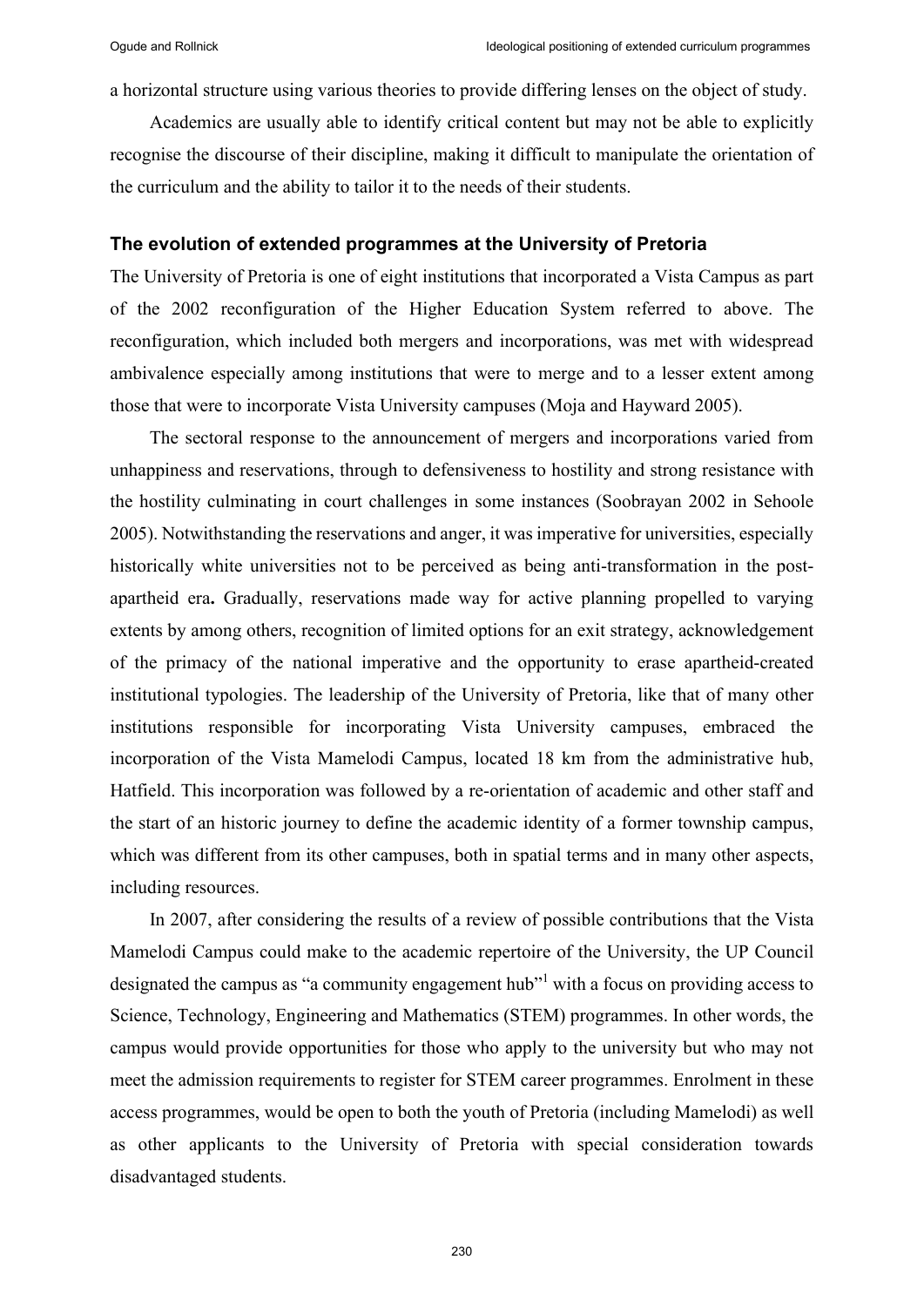a horizontal structure using various theories to provide differing lenses on the object of study.

Academics are usually able to identify critical content but may not be able to explicitly recognise the discourse of their discipline, making it difficult to manipulate the orientation of the curriculum and the ability to tailor it to the needs of their students.

### The evolution of extended programmes at the University of Pretoria

The University of Pretoria is one of eight institutions that incorporated a Vista Campus as part of the 2002 reconfiguration of the Higher Education System referred to above. The reconfiguration, which included both mergers and incorporations, was met with widespread ambivalence especially among institutions that were to merge and to a lesser extent among those that were to incorporate Vista University campuses (Moja and Hayward 2005).

The sectoral response to the announcement of mergers and incorporations varied from unhappiness and reservations, through to defensiveness to hostility and strong resistance with the hostility culminating in court challenges in some instances (Soobrayan 2002 in Sehoole 2005). Notwithstanding the reservations and anger, it was imperative for universities, especially historically white universities not to be perceived as being anti-transformation in the post-apartheid era**.** Gradually, reservations made way for active planning propelled to varying extents by among others, recognition of limited options for an exit strategy, acknowledgement of the primacy of the national imperative and the opportunity to erase apartheid-created institutional typologies. The leadership of the University of Pretoria, like that of many other institutions responsible for incorporating Vista University campuses, embraced the incorporation of the Vista Mamelodi Campus, located 18 km from the administrative hub, Hatfield. This incorporation was followed by a re-orientation of academic and other staff and the start of an historic journey to define the academic identity of a former township campus, which was different from its other campuses, both in spatial terms and in many other aspects, including resources.

In 2007, after considering the results of a review of possible contributions that the Vista Mamelodi Campus could make to the academic repertoire of the University, the UP Council designated the campus as "a community engagement hub"[1] with a focus on providing access to Science, Technology, Engineering and Mathematics (STEM) programmes. In other words, the campus would provide opportunities for those who apply to the university but who may not meet the admission requirements to register for STEM career programmes. Enrolment in these access programmes, would be open to both the youth of Pretoria (including Mamelodi) as well as other applicants to the University of Pretoria with special consideration towards disadvantaged students.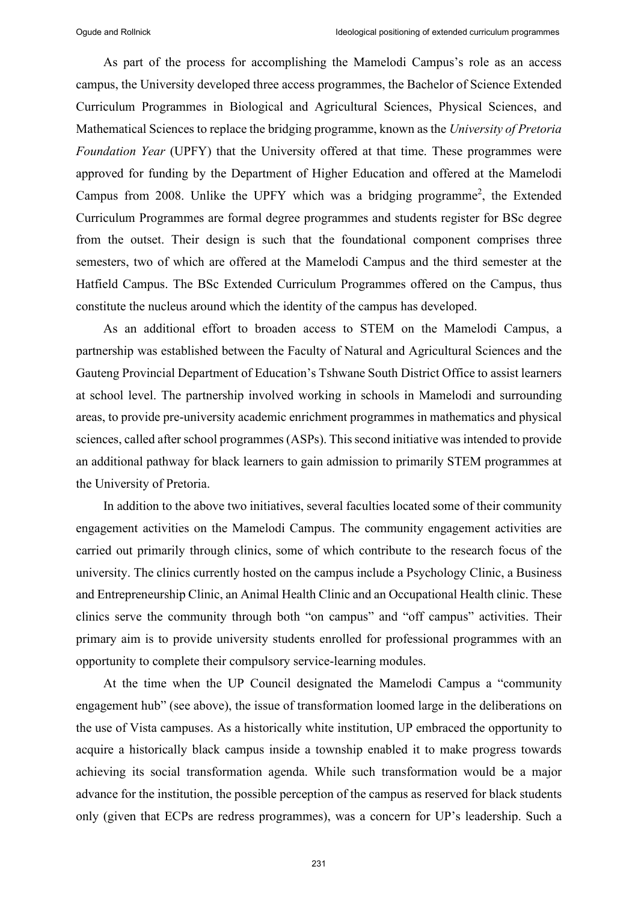As part of the process for accomplishing the Mamelodi Campus's role as an access campus, the University developed three access programmes, the Bachelor of Science Extended Curriculum Programmes in Biological and Agricultural Sciences, Physical Sciences, and Mathematical Sciences to replace the bridging programme, known as the *University of Pretoria Foundation Year* (UPFY) that the University offered at that time. These programmes were approved for funding by the Department of Higher Education and offered at the Mamelodi Campus from 2008. Unlike the UPFY which was a bridging programme[2], the Extended Curriculum Programmes are formal degree programmes and students register for BSc degree from the outset. Their design is such that the foundational component comprises three semesters, two of which are offered at the Mamelodi Campus and the third semester at the Hatfield Campus. The BSc Extended Curriculum Programmes offered on the Campus, thus constitute the nucleus around which the identity of the campus has developed.

As an additional effort to broaden access to STEM on the Mamelodi Campus, a partnership was established between the Faculty of Natural and Agricultural Sciences and the Gauteng Provincial Department of Education's Tshwane South District Office to assist learners at school level. The partnership involved working in schools in Mamelodi and surrounding areas, to provide pre-university academic enrichment programmes in mathematics and physical sciences, called after school programmes (ASPs). This second initiative was intended to provide an additional pathway for black learners to gain admission to primarily STEM programmes at the University of Pretoria.

In addition to the above two initiatives, several faculties located some of their community engagement activities on the Mamelodi Campus. The community engagement activities are carried out primarily through clinics, some of which contribute to the research focus of the university. The clinics currently hosted on the campus include a Psychology Clinic, a Business and Entrepreneurship Clinic, an Animal Health Clinic and an Occupational Health clinic. These clinics serve the community through both "on campus" and "off campus" activities. Their primary aim is to provide university students enrolled for professional programmes with an opportunity to complete their compulsory service-learning modules.

At the time when the UP Council designated the Mamelodi Campus a "community engagement hub" (see above), the issue of transformation loomed large in the deliberations on the use of Vista campuses. As a historically white institution, UP embraced the opportunity to acquire a historically black campus inside a township enabled it to make progress towards achieving its social transformation agenda. While such transformation would be a major advance for the institution, the possible perception of the campus as reserved for black students only (given that ECPs are redress programmes), was a concern for UP's leadership. Such a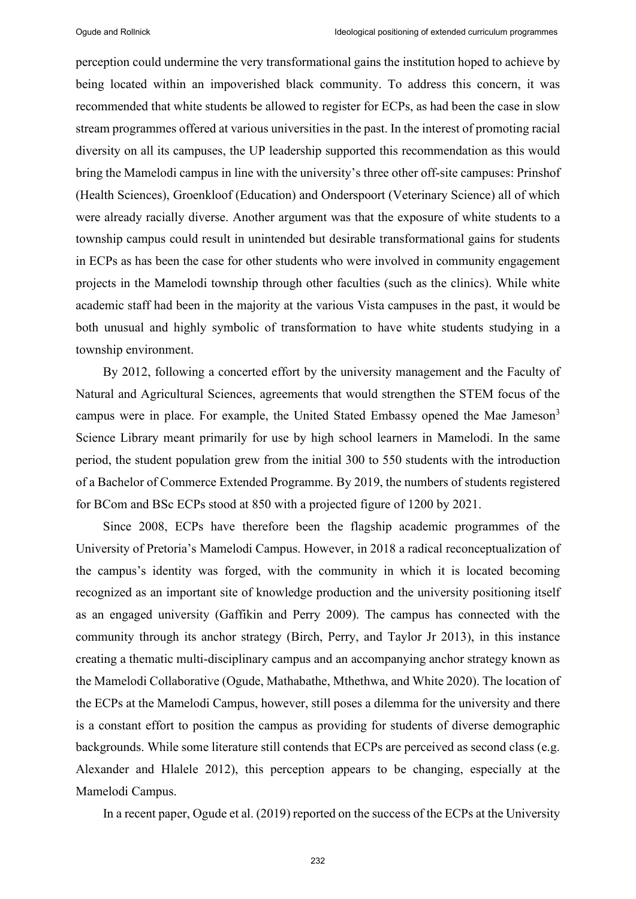perception could undermine the very transformational gains the institution hoped to achieve by being located within an impoverished black community. To address this concern, it was recommended that white students be allowed to register for ECPs, as had been the case in slow stream programmes offered at various universities in the past. In the interest of promoting racial diversity on all its campuses, the UP leadership supported this recommendation as this would bring the Mamelodi campus in line with the university's three other off-site campuses: Prinshof (Health Sciences), Groenkloof (Education) and Onderspoort (Veterinary Science) all of which were already racially diverse. Another argument was that the exposure of white students to a township campus could result in unintended but desirable transformational gains for students in ECPs as has been the case for other students who were involved in community engagement projects in the Mamelodi township through other faculties (such as the clinics). While white academic staff had been in the majority at the various Vista campuses in the past, it would be both unusual and highly symbolic of transformation to have white students studying in a township environment.

By 2012, following a concerted effort by the university management and the Faculty of Natural and Agricultural Sciences, agreements that would strengthen the STEM focus of the campus were in place. For example, the United Stated Embassy opened the Mae Jameson[3] Science Library meant primarily for use by high school learners in Mamelodi. In the same period, the student population grew from the initial 300 to 550 students with the introduction of a Bachelor of Commerce Extended Programme. By 2019, the numbers of students registered for BCom and BSc ECPs stood at 850 with a projected figure of 1200 by 2021.

Since 2008, ECPs have therefore been the flagship academic programmes of the University of Pretoria's Mamelodi Campus. However, in 2018 a radical reconceptualization of the campus's identity was forged, with the community in which it is located becoming recognized as an important site of knowledge production and the university positioning itself as an engaged university (Gaffikin and Perry 2009). The campus has connected with the community through its anchor strategy (Birch, Perry, and Taylor Jr 2013), in this instance creating a thematic multi-disciplinary campus and an accompanying anchor strategy known as the Mamelodi Collaborative (Ogude, Mathabathe, Mthethwa, and White 2020). The location of the ECPs at the Mamelodi Campus, however, still poses a dilemma for the university and there is a constant effort to position the campus as providing for students of diverse demographic backgrounds. While some literature still contends that ECPs are perceived as second class (e.g. Alexander and Hlalele 2012), this perception appears to be changing, especially at the Mamelodi Campus.

In a recent paper, Ogude et al. (2019) reported on the success of the ECPs at the University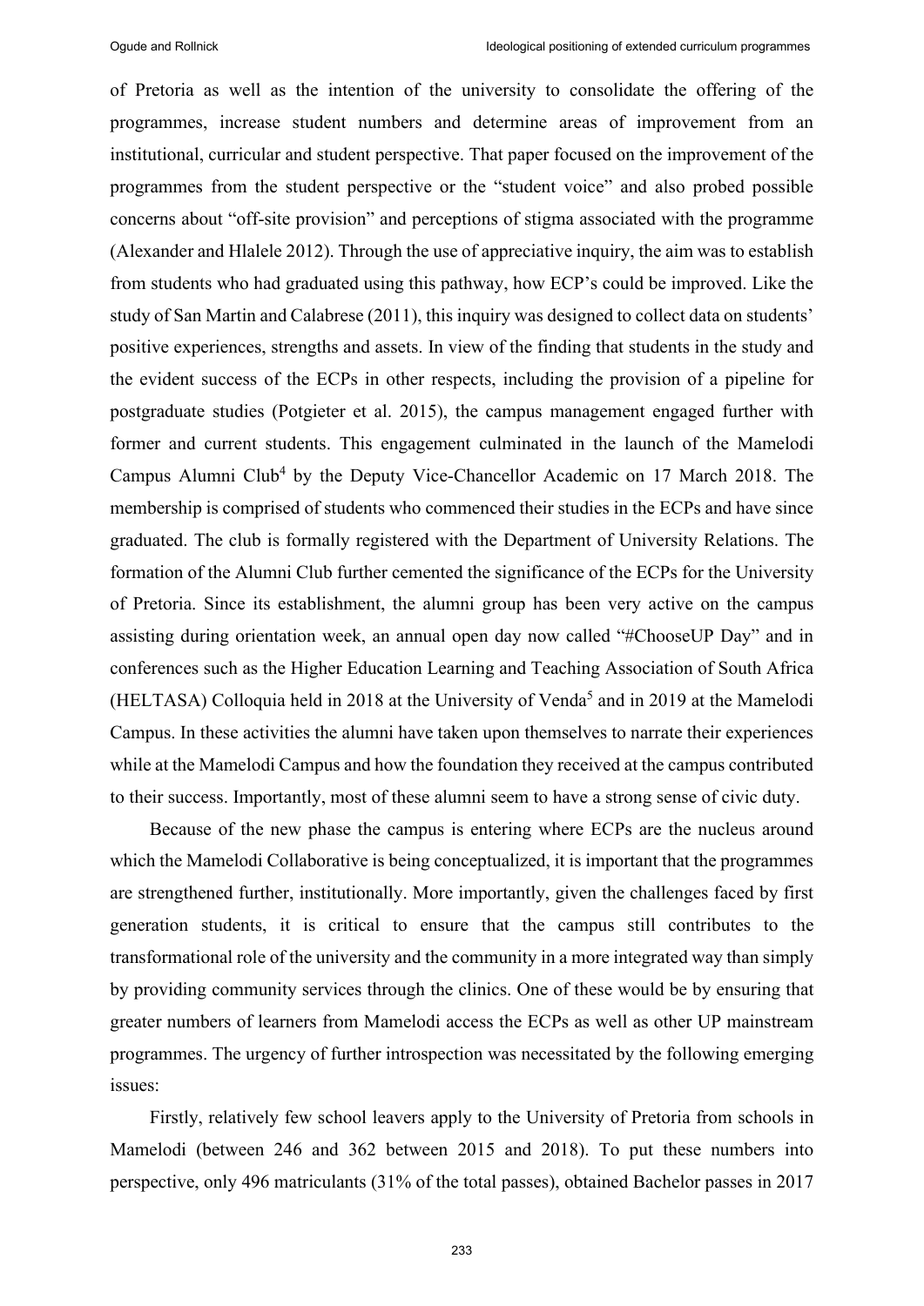of Pretoria as well as the intention of the university to consolidate the offering of the programmes, increase student numbers and determine areas of improvement from an institutional, curricular and student perspective. That paper focused on the improvement of the programmes from the student perspective or the "student voice" and also probed possible concerns about "off-site provision" and perceptions of stigma associated with the programme (Alexander and Hlalele 2012). Through the use of appreciative inquiry, the aim was to establish from students who had graduated using this pathway, how ECP's could be improved. Like the study of San Martin and Calabrese (2011), this inquiry was designed to collect data on students' positive experiences, strengths and assets. In view of the finding that students in the study and the evident success of the ECPs in other respects, including the provision of a pipeline for postgraduate studies (Potgieter et al. 2015), the campus management engaged further with former and current students. This engagement culminated in the launch of the Mamelodi Campus Alumni Club[4] by the Deputy Vice-Chancellor Academic on 17 March 2018. The membership is comprised of students who commenced their studies in the ECPs and have since graduated. The club is formally registered with the Department of University Relations. The formation of the Alumni Club further cemented the significance of the ECPs for the University of Pretoria. Since its establishment, the alumni group has been very active on the campus assisting during orientation week, an annual open day now called "#ChooseUP Day" and in conferences such as the Higher Education Learning and Teaching Association of South Africa (HELTASA) Colloquia held in 2018 at the University of Venda[5] and in 2019 at the Mamelodi Campus. In these activities the alumni have taken upon themselves to narrate their experiences while at the Mamelodi Campus and how the foundation they received at the campus contributed to their success. Importantly, most of these alumni seem to have a strong sense of civic duty.

Because of the new phase the campus is entering where ECPs are the nucleus around which the Mamelodi Collaborative is being conceptualized, it is important that the programmes are strengthened further, institutionally. More importantly, given the challenges faced by first generation students, it is critical to ensure that the campus still contributes to the transformational role of the university and the community in a more integrated way than simply by providing community services through the clinics. One of these would be by ensuring that greater numbers of learners from Mamelodi access the ECPs as well as other UP mainstream programmes. The urgency of further introspection was necessitated by the following emerging issues:

Firstly, relatively few school leavers apply to the University of Pretoria from schools in Mamelodi (between 246 and 362 between 2015 and 2018). To put these numbers into perspective, only 496 matriculants (31% of the total passes), obtained Bachelor passes in 2017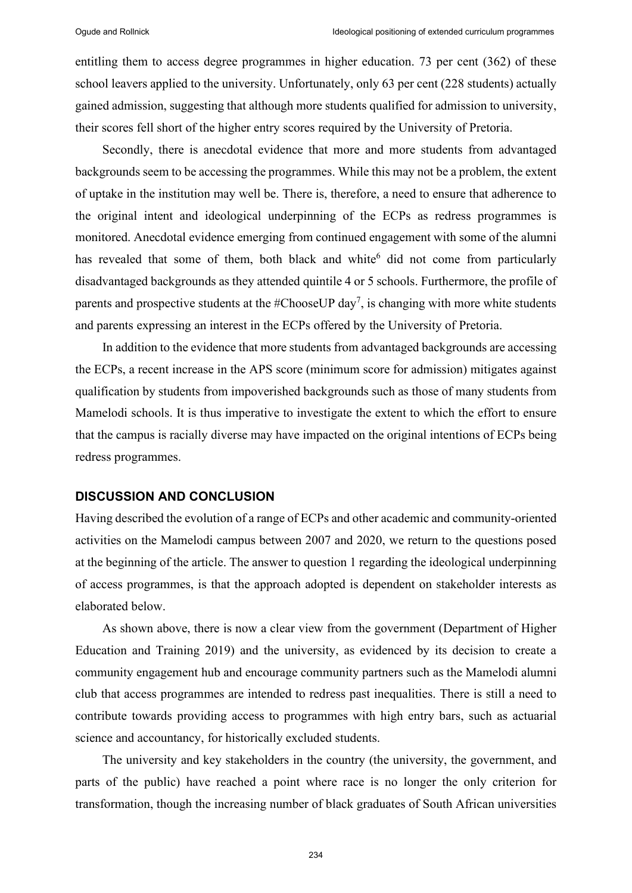entitling them to access degree programmes in higher education. 73 per cent (362) of these school leavers applied to the university. Unfortunately, only 63 per cent (228 students) actually gained admission, suggesting that although more students qualified for admission to university, their scores fell short of the higher entry scores required by the University of Pretoria.

Secondly, there is anecdotal evidence that more and more students from advantaged backgrounds seem to be accessing the programmes. While this may not be a problem, the extent of uptake in the institution may well be. There is, therefore, a need to ensure that adherence to the original intent and ideological underpinning of the ECPs as redress programmes is monitored. Anecdotal evidence emerging from continued engagement with some of the alumni has revealed that some of them, both black and white[6] did not come from particularly disadvantaged backgrounds as they attended quintile 4 or 5 schools. Furthermore, the profile of parents and prospective students at the #ChooseUP day[7], is changing with more white students and parents expressing an interest in the ECPs offered by the University of Pretoria.

In addition to the evidence that more students from advantaged backgrounds are accessing the ECPs, a recent increase in the APS score (minimum score for admission) mitigates against qualification by students from impoverished backgrounds such as those of many students from Mamelodi schools. It is thus imperative to investigate the extent to which the effort to ensure that the campus is racially diverse may have impacted on the original intentions of ECPs being redress programmes.

## DISCUSSION AND CONCLUSION

Having described the evolution of a range of ECPs and other academic and community-oriented activities on the Mamelodi campus between 2007 and 2020, we return to the questions posed at the beginning of the article. The answer to question 1 regarding the ideological underpinning of access programmes, is that the approach adopted is dependent on stakeholder interests as elaborated below.

As shown above, there is now a clear view from the government (Department of Higher Education and Training 2019) and the university, as evidenced by its decision to create a community engagement hub and encourage community partners such as the Mamelodi alumni club that access programmes are intended to redress past inequalities. There is still a need to contribute towards providing access to programmes with high entry bars, such as actuarial science and accountancy, for historically excluded students.

The university and key stakeholders in the country (the university, the government, and parts of the public) have reached a point where race is no longer the only criterion for transformation, though the increasing number of black graduates of South African universities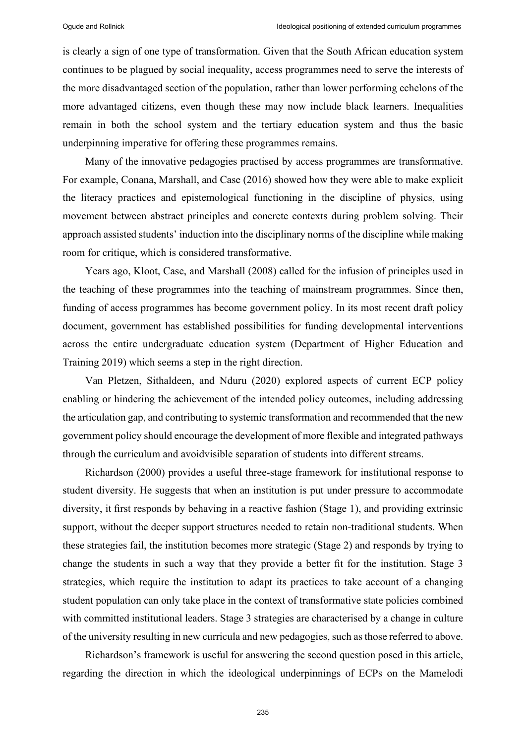is clearly a sign of one type of transformation. Given that the South African education system continues to be plagued by social inequality, access programmes need to serve the interests of the more disadvantaged section of the population, rather than lower performing echelons of the more advantaged citizens, even though these may now include black learners. Inequalities remain in both the school system and the tertiary education system and thus the basic underpinning imperative for offering these programmes remains.

Many of the innovative pedagogies practised by access programmes are transformative. For example, Conana, Marshall, and Case (2016) showed how they were able to make explicit the literacy practices and epistemological functioning in the discipline of physics, using movement between abstract principles and concrete contexts during problem solving. Their approach assisted students' induction into the disciplinary norms of the discipline while making room for critique, which is considered transformative.

Years ago, Kloot, Case, and Marshall (2008) called for the infusion of principles used in the teaching of these programmes into the teaching of mainstream programmes. Since then, funding of access programmes has become government policy. In its most recent draft policy document, government has established possibilities for funding developmental interventions across the entire undergraduate education system (Department of Higher Education and Training 2019) which seems a step in the right direction.

Van Pletzen, Sithaldeen, and Nduru (2020) explored aspects of current ECP policy enabling or hindering the achievement of the intended policy outcomes, including addressing the articulation gap, and contributing to systemic transformation and recommended that the new government policy should encourage the development of more flexible and integrated pathways through the curriculum and avoidvisible separation of students into different streams.

Richardson (2000) provides a useful three-stage framework for institutional response to student diversity. He suggests that when an institution is put under pressure to accommodate diversity, it first responds by behaving in a reactive fashion (Stage 1), and providing extrinsic support, without the deeper support structures needed to retain non-traditional students. When these strategies fail, the institution becomes more strategic (Stage 2) and responds by trying to change the students in such a way that they provide a better fit for the institution. Stage 3 strategies, which require the institution to adapt its practices to take account of a changing student population can only take place in the context of transformative state policies combined with committed institutional leaders. Stage 3 strategies are characterised by a change in culture of the university resulting in new curricula and new pedagogies, such as those referred to above.

Richardson's framework is useful for answering the second question posed in this article, regarding the direction in which the ideological underpinnings of ECPs on the Mamelodi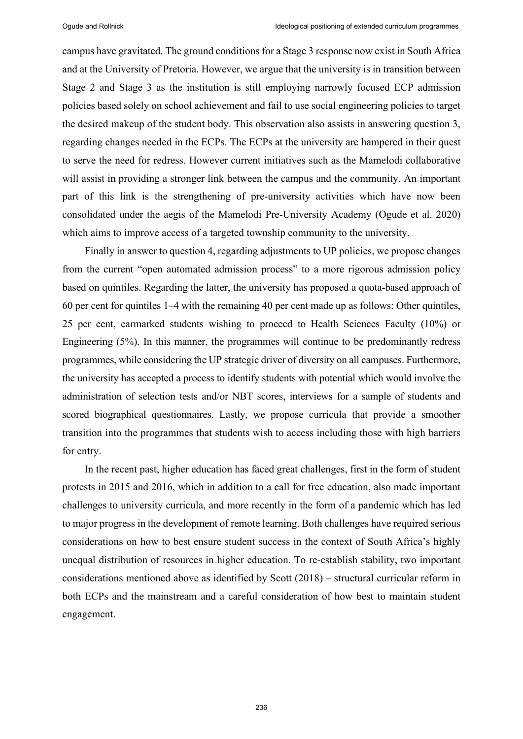campus have gravitated. The ground conditions for a Stage 3 response now exist in South Africa and at the University of Pretoria. However, we argue that the university is in transition between Stage 2 and Stage 3 as the institution is still employing narrowly focused ECP admission policies based solely on school achievement and fail to use social engineering policies to target the desired makeup of the student body. This observation also assists in answering question 3, regarding changes needed in the ECPs. The ECPs at the university are hampered in their quest to serve the need for redress. However current initiatives such as the Mamelodi collaborative will assist in providing a stronger link between the campus and the community. An important part of this link is the strengthening of pre-university activities which have now been consolidated under the aegis of the Mamelodi Pre-University Academy (Ogude et al. 2020) which aims to improve access of a targeted township community to the university.

Finally in answer to question 4, regarding adjustments to UP policies, we propose changes from the current "open automated admission process" to a more rigorous admission policy based on quintiles. Regarding the latter, the university has proposed a quota-based approach of 60 per cent for quintiles 1–4 with the remaining 40 per cent made up as follows: Other quintiles, 25 per cent, earmarked students wishing to proceed to Health Sciences Faculty (10%) or Engineering (5%). In this manner, the programmes will continue to be predominantly redress programmes, while considering the UP strategic driver of diversity on all campuses. Furthermore, the university has accepted a process to identify students with potential which would involve the administration of selection tests and/or NBT scores, interviews for a sample of students and scored biographical questionnaires. Lastly, we propose curricula that provide a smoother transition into the programmes that students wish to access including those with high barriers for entry.

In the recent past, higher education has faced great challenges, first in the form of student protests in 2015 and 2016, which in addition to a call for free education, also made important challenges to university curricula, and more recently in the form of a pandemic which has led to major progress in the development of remote learning. Both challenges have required serious considerations on how to best ensure student success in the context of South Africa's highly unequal distribution of resources in higher education. To re-establish stability, two important considerations mentioned above as identified by Scott (2018) – structural curricular reform in both ECPs and the mainstream and a careful consideration of how best to maintain student engagement.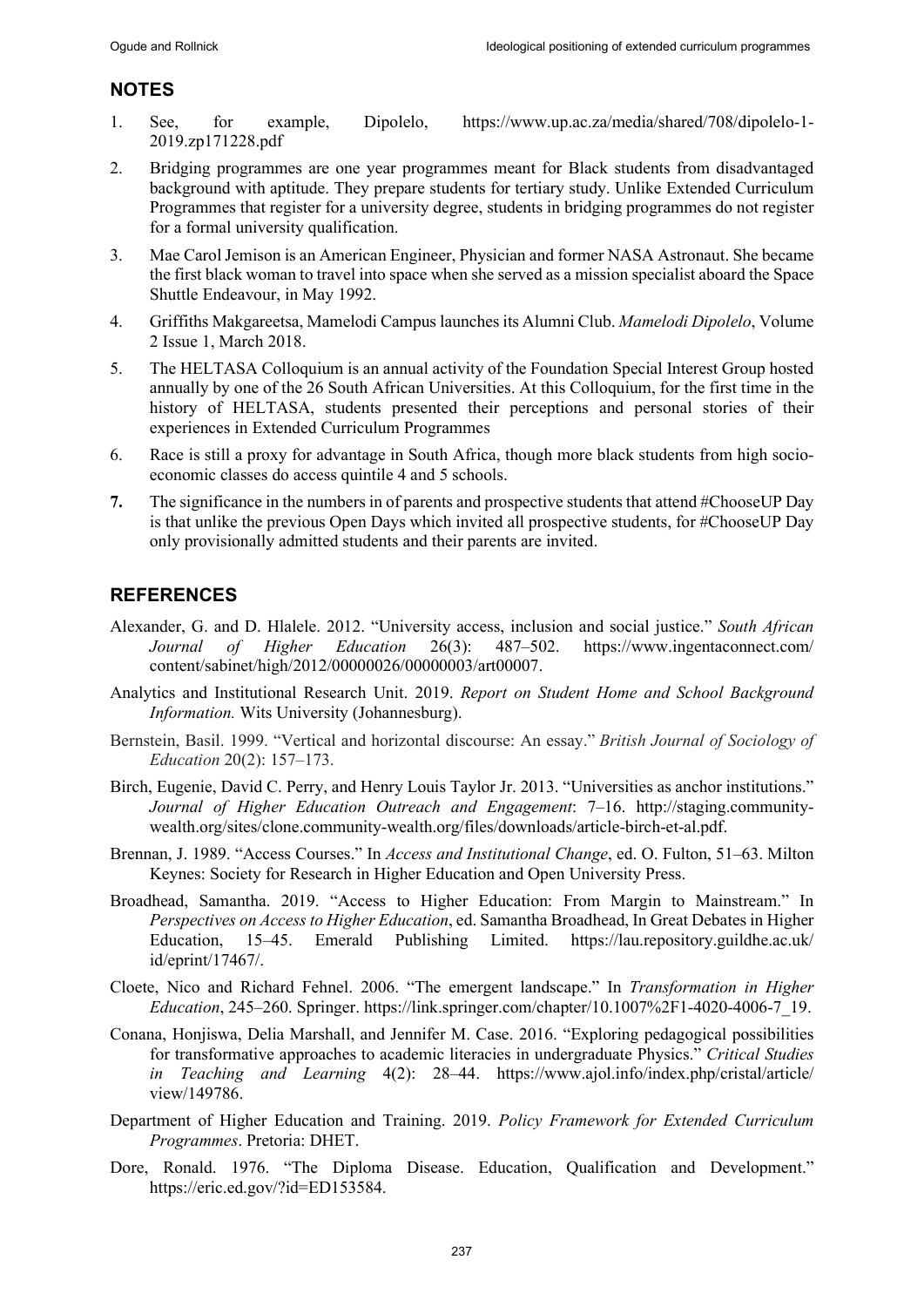## NOTES

1. See, for example, Dipolelo, https://www.up.ac.za/media/shared/708/dipolelo-1-2019.zp171228.pdf
2. Bridging programmes are one year programmes meant for Black students from disadvantaged background with aptitude. They prepare students for tertiary study. Unlike Extended Curriculum Programmes that register for a university degree, students in bridging programmes do not register for a formal university qualification.
3. Mae Carol Jemison is an American Engineer, Physician and former NASA Astronaut. She became the first black woman to travel into space when she served as a mission specialist aboard the Space Shuttle Endeavour, in May 1992.
4. Griffiths Makgareetsa, Mamelodi Campus launches its Alumni Club. *Mamelodi Dipolelo*, Volume 2 Issue 1, March 2018.
5. The HELTASA Colloquium is an annual activity of the Foundation Special Interest Group hosted annually by one of the 26 South African Universities. At this Colloquium, for the first time in the history of HELTASA, students presented their perceptions and personal stories of their experiences in Extended Curriculum Programmes
6. Race is still a proxy for advantage in South Africa, though more black students from high socio-economic classes do access quintile 4 and 5 schools.
7. The significance in the numbers in of parents and prospective students that attend #ChooseUP Day is that unlike the previous Open Days which invited all prospective students, for #ChooseUP Day only provisionally admitted students and their parents are invited.

## REFERENCES

Alexander, G. and D. Hlalele. 2012. "University access, inclusion and social justice." *South African Journal of Higher Education* 26(3): 487–502. https://www.ingentaconnect.com/content/sabinet/high/2012/00000026/00000003/art00007.

Analytics and Institutional Research Unit. 2019. *Report on Student Home and School Background Information.* Wits University (Johannesburg).

Bernstein, Basil. 1999. "Vertical and horizontal discourse: An essay." *British Journal of Sociology of Education* 20(2): 157–173.

Birch, Eugenie, David C. Perry, and Henry Louis Taylor Jr. 2013. "Universities as anchor institutions." *Journal of Higher Education Outreach and Engagement*: 7–16. http://staging.community-wealth.org/sites/clone.community-wealth.org/files/downloads/article-birch-et-al.pdf.

Brennan, J. 1989. "Access Courses." In *Access and Institutional Change*, ed. O. Fulton, 51–63. Milton Keynes: Society for Research in Higher Education and Open University Press.

Broadhead, Samantha. 2019. "Access to Higher Education: From Margin to Mainstream." In *Perspectives on Access to Higher Education*, ed. Samantha Broadhead, In Great Debates in Higher Education, 15–45. Emerald Publishing Limited. https://lau.repository.guildhe.ac.uk/id/eprint/17467/.

Cloete, Nico and Richard Fehnel. 2006. "The emergent landscape." In *Transformation in Higher Education*, 245–260. Springer. https://link.springer.com/chapter/10.1007%2F1-4020-4006-7_19.

Conana, Honjiswa, Delia Marshall, and Jennifer M. Case. 2016. "Exploring pedagogical possibilities for transformative approaches to academic literacies in undergraduate Physics." *Critical Studies in Teaching and Learning* 4(2): 28–44. https://www.ajol.info/index.php/cristal/article/view/149786.

Department of Higher Education and Training. 2019. *Policy Framework for Extended Curriculum Programmes*. Pretoria: DHET.

Dore, Ronald. 1976. "The Diploma Disease. Education, Qualification and Development." https://eric.ed.gov/?id=ED153584.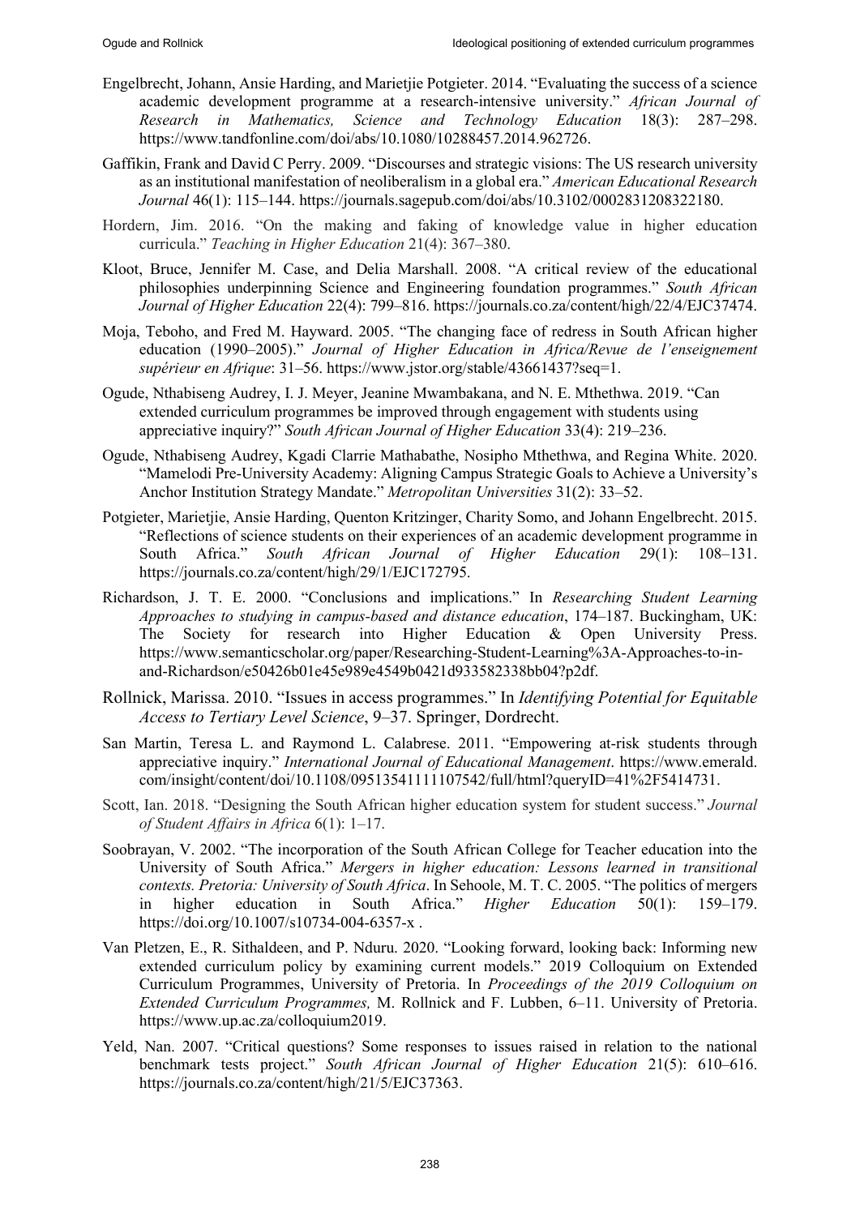Engelbrecht, Johann, Ansie Harding, and Marietjie Potgieter. 2014. "Evaluating the success of a science academic development programme at a research-intensive university." *African Journal of Research in Mathematics, Science and Technology Education* 18(3): 287–298. https://www.tandfonline.com/doi/abs/10.1080/10288457.2014.962726.

Gaffikin, Frank and David C Perry. 2009. "Discourses and strategic visions: The US research university as an institutional manifestation of neoliberalism in a global era." *American Educational Research Journal* 46(1): 115–144. https://journals.sagepub.com/doi/abs/10.3102/0002831208322180.

Hordern, Jim. 2016. "On the making and faking of knowledge value in higher education curricula." *Teaching in Higher Education* 21(4): 367–380.

Kloot, Bruce, Jennifer M. Case, and Delia Marshall. 2008. "A critical review of the educational philosophies underpinning Science and Engineering foundation programmes." *South African Journal of Higher Education* 22(4): 799–816. https://journals.co.za/content/high/22/4/EJC37474.

Moja, Teboho, and Fred M. Hayward. 2005. "The changing face of redress in South African higher education (1990–2005)." *Journal of Higher Education in Africa/Revue de l'enseignement supérieur en Afrique*: 31–56. https://www.jstor.org/stable/43661437?seq=1.

Ogude, Nthabiseng Audrey, I. J. Meyer, Jeanine Mwambakana, and N. E. Mthethwa. 2019. "Can extended curriculum programmes be improved through engagement with students using appreciative inquiry?" *South African Journal of Higher Education* 33(4): 219–236.

Ogude, Nthabiseng Audrey, Kgadi Clarrie Mathabathe, Nosipho Mthethwa, and Regina White. 2020. "Mamelodi Pre-University Academy: Aligning Campus Strategic Goals to Achieve a University's Anchor Institution Strategy Mandate." *Metropolitan Universities* 31(2): 33–52.

Potgieter, Marietjie, Ansie Harding, Quenton Kritzinger, Charity Somo, and Johann Engelbrecht. 2015. "Reflections of science students on their experiences of an academic development programme in South Africa." *South African Journal of Higher Education* 29(1): 108–131. https://journals.co.za/content/high/29/1/EJC172795.

Richardson, J. T. E. 2000. "Conclusions and implications." In *Researching Student Learning Approaches to studying in campus-based and distance education*, 174–187. Buckingham, UK: The Society for research into Higher Education & Open University Press. https://www.semanticscholar.org/paper/Researching-Student-Learning%3A-Approaches-to-in-and-Richardson/e50426b01e45e989e4549b0421d933582338bb04?p2df.

Rollnick, Marissa. 2010. "Issues in access programmes." In *Identifying Potential for Equitable Access to Tertiary Level Science*, 9–37. Springer, Dordrecht.

San Martin, Teresa L. and Raymond L. Calabrese. 2011. "Empowering at-risk students through appreciative inquiry." *International Journal of Educational Management*. https://www.emerald.com/insight/content/doi/10.1108/09513541111107542/full/html?queryID=41%2F5414731.

Scott, Ian. 2018. "Designing the South African higher education system for student success." *Journal of Student Affairs in Africa* 6(1): 1–17.

Soobrayan, V. 2002. "The incorporation of the South African College for Teacher education into the University of South Africa." *Mergers in higher education: Lessons learned in transitional contexts. Pretoria: University of South Africa*. In Sehoole, M. T. C. 2005. "The politics of mergers in higher education in South Africa." *Higher Education* 50(1): 159–179. https://doi.org/10.1007/s10734-004-6357-x .

Van Pletzen, E., R. Sithaldeen, and P. Nduru. 2020. "Looking forward, looking back: Informing new extended curriculum policy by examining current models." 2019 Colloquium on Extended Curriculum Programmes, University of Pretoria. In *Proceedings of the 2019 Colloquium on Extended Curriculum Programmes,* M. Rollnick and F. Lubben, 6–11. University of Pretoria. https://www.up.ac.za/colloquium2019.

Yeld, Nan. 2007. "Critical questions? Some responses to issues raised in relation to the national benchmark tests project." *South African Journal of Higher Education* 21(5): 610–616. https://journals.co.za/content/high/21/5/EJC37363.